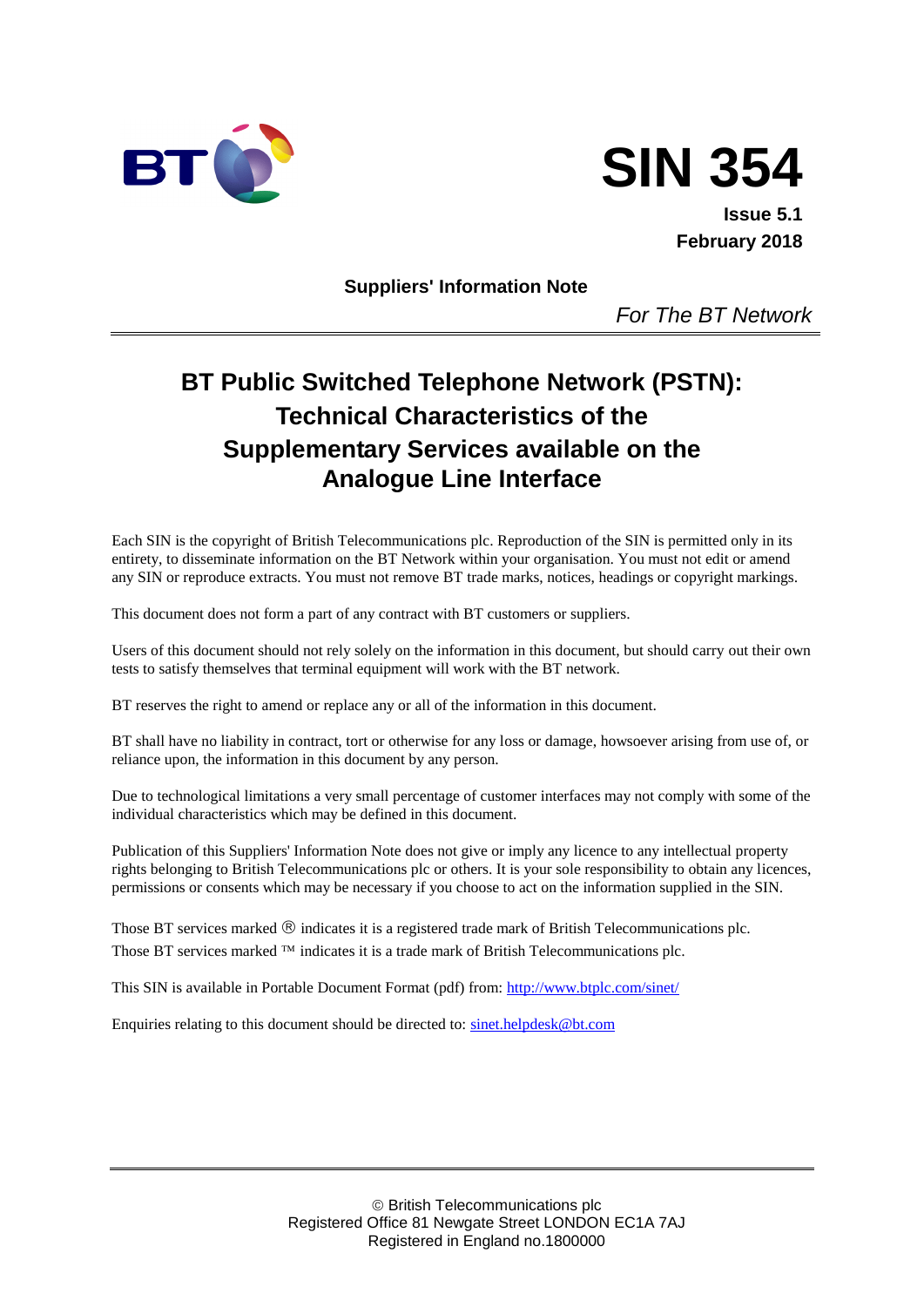BT

# SIN 354

**Issue 5.1**
**February 2018**

**Suppliers' Information Note**

*For The BT Network*

---

# BT Public Switched Telephone Network (PSTN): Technical Characteristics of the Supplementary Services available on the Analogue Line Interface

Each SIN is the copyright of British Telecommunications plc. Reproduction of the SIN is permitted only in its entirety, to disseminate information on the BT Network within your organisation. You must not edit or amend any SIN or reproduce extracts. You must not remove BT trade marks, notices, headings or copyright markings.

This document does not form a part of any contract with BT customers or suppliers.

Users of this document should not rely solely on the information in this document, but should carry out their own tests to satisfy themselves that terminal equipment will work with the BT network.

BT reserves the right to amend or replace any or all of the information in this document.

BT shall have no liability in contract, tort or otherwise for any loss or damage, howsoever arising from use of, or reliance upon, the information in this document by any person.

Due to technological limitations a very small percentage of customer interfaces may not comply with some of the individual characteristics which may be defined in this document.

Publication of this Suppliers' Information Note does not give or imply any licence to any intellectual property rights belonging to British Telecommunications plc or others. It is your sole responsibility to obtain any licences, permissions or consents which may be necessary if you choose to act on the information supplied in the SIN.

Those BT services marked ® indicates it is a registered trade mark of British Telecommunications plc.
Those BT services marked ™ indicates it is a trade mark of British Telecommunications plc.

This SIN is available in Portable Document Format (pdf) from: http://www.btplc.com/sinet/

Enquiries relating to this document should be directed to: sinet.helpdesk@bt.com

---

© British Telecommunications plc
Registered Office 81 Newgate Street LONDON EC1A 7AJ
Registered in England no.1800000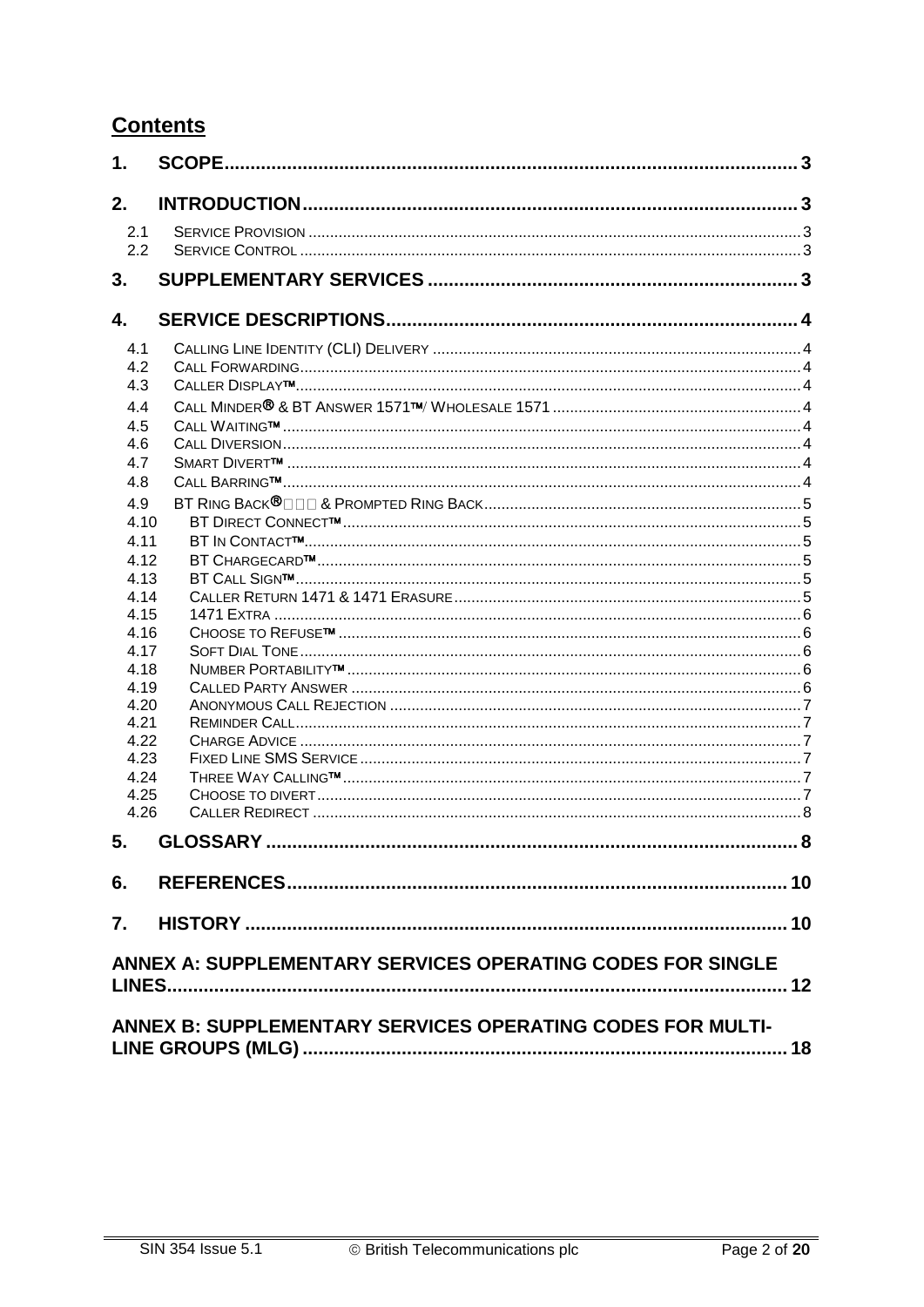## Contents

1. SCOPE ... 3
2. INTRODUCTION ... 3
   - 2.1 Service Provision ... 3
   - 2.2 Service Control ... 3
3. SUPPLEMENTARY SERVICES ... 3
4. SERVICE DESCRIPTIONS ... 4
   - 4.1 Calling Line Identity (CLI) Delivery ... 4
   - 4.2 Call Forwarding ... 4
   - 4.3 Caller Display™ ... 4
   - 4.4 Call Minder® & BT Answer 1571™/ Wholesale 1571 ... 4
   - 4.5 Call Waiting™ ... 4
   - 4.6 Call Diversion ... 4
   - 4.7 Smart Divert™ ... 4
   - 4.8 Call Barring™ ... 4
   - 4.9 BT Ring Back® & Prompted Ring Back ... 5
   - 4.10 BT Direct Connect™ ... 5
   - 4.11 BT In Contact™ ... 5
   - 4.12 BT Chargecard™ ... 5
   - 4.13 BT Call Sign™ ... 5
   - 4.14 Caller Return 1471 & 1471 Erasure ... 5
   - 4.15 1471 Extra ... 6
   - 4.16 Choose to Refuse™ ... 6
   - 4.17 Soft Dial Tone ... 6
   - 4.18 Number Portability™ ... 6
   - 4.19 Called Party Answer ... 6
   - 4.20 Anonymous Call Rejection ... 7
   - 4.21 Reminder Call ... 7
   - 4.22 Charge Advice ... 7
   - 4.23 Fixed Line SMS Service ... 7
   - 4.24 Three Way Calling™ ... 7
   - 4.25 Choose to divert ... 7
   - 4.26 Caller Redirect ... 8
5. GLOSSARY ... 8
6. REFERENCES ... 10
7. HISTORY ... 10

ANNEX A: SUPPLEMENTARY SERVICES OPERATING CODES FOR SINGLE LINES ... 12

ANNEX B: SUPPLEMENTARY SERVICES OPERATING CODES FOR MULTI-LINE GROUPS (MLG) ... 18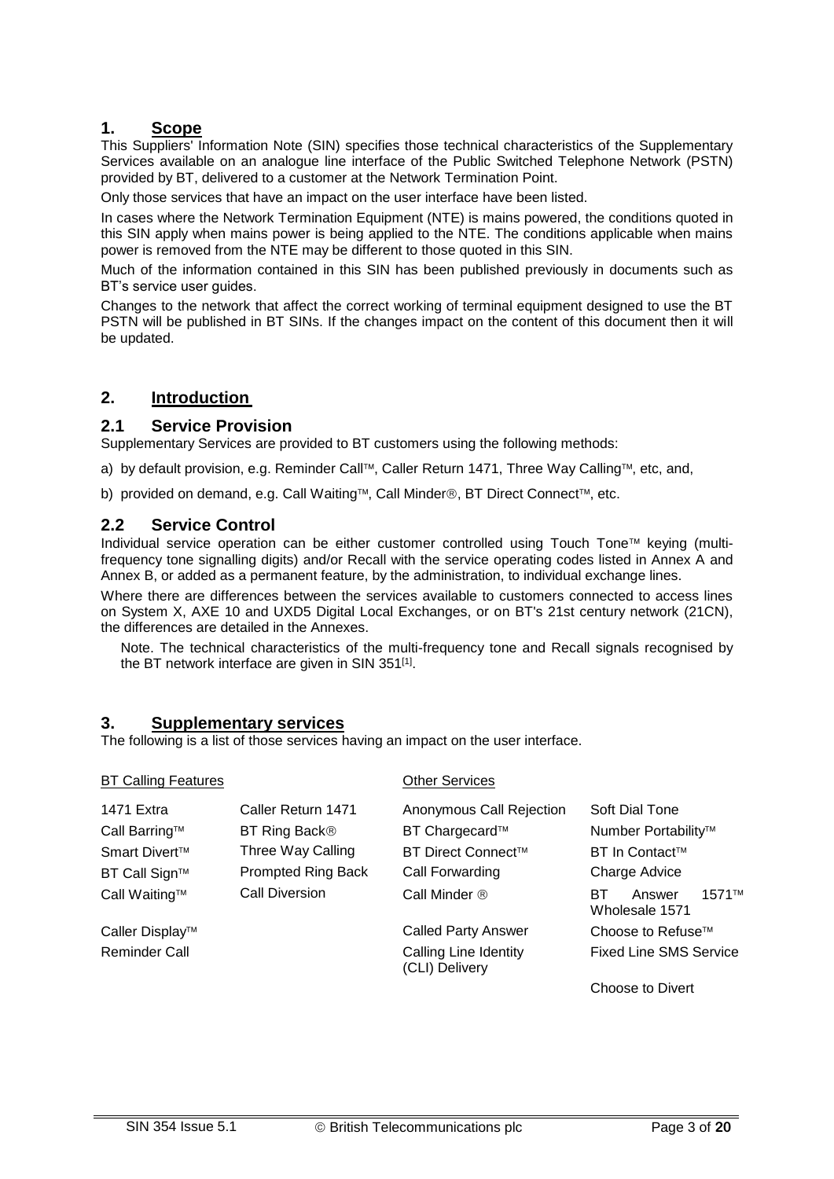# 1. Scope

This Suppliers' Information Note (SIN) specifies those technical characteristics of the Supplementary Services available on an analogue line interface of the Public Switched Telephone Network (PSTN) provided by BT, delivered to a customer at the Network Termination Point.

Only those services that have an impact on the user interface have been listed.

In cases where the Network Termination Equipment (NTE) is mains powered, the conditions quoted in this SIN apply when mains power is being applied to the NTE. The conditions applicable when mains power is removed from the NTE may be different to those quoted in this SIN.

Much of the information contained in this SIN has been published previously in documents such as BT's service user guides.

Changes to the network that affect the correct working of terminal equipment designed to use the BT PSTN will be published in BT SINs. If the changes impact on the content of this document then it will be updated.

# 2. Introduction

## 2.1 Service Provision

Supplementary Services are provided to BT customers using the following methods:

a) by default provision, e.g. Reminder Call™, Caller Return 1471, Three Way Calling™, etc, and,

b) provided on demand, e.g. Call Waiting™, Call Minder®, BT Direct Connect™, etc.

## 2.2 Service Control

Individual service operation can be either customer controlled using Touch Tone™ keying (multi-frequency tone signalling digits) and/or Recall with the service operating codes listed in Annex A and Annex B, or added as a permanent feature, by the administration, to individual exchange lines.

Where there are differences between the services available to customers connected to access lines on System X, AXE 10 and UXD5 Digital Local Exchanges, or on BT's 21st century network (21CN), the differences are detailed in the Annexes.

Note. The technical characteristics of the multi-frequency tone and Recall signals recognised by the BT network interface are given in SIN 351[1].

# 3. Supplementary services

The following is a list of those services having an impact on the user interface.

| BT Calling Features | | Other Services | |
|---|---|---|---|
| 1471 Extra | Caller Return 1471 | Anonymous Call Rejection | Soft Dial Tone |
| Call Barring™ | BT Ring Back® | BT Chargecard™ | Number Portability™ |
| Smart Divert™ | Three Way Calling | BT Direct Connect™ | BT In Contact™ |
| BT Call Sign™ | Prompted Ring Back | Call Forwarding | Charge Advice |
| Call Waiting™ | Call Diversion | Call Minder ® | BT Answer 1571™ Wholesale 1571 |
| Caller Display™ | | Called Party Answer | Choose to Refuse™ |
| Reminder Call | | Calling Line Identity (CLI) Delivery | Fixed Line SMS Service |
| | | | Choose to Divert |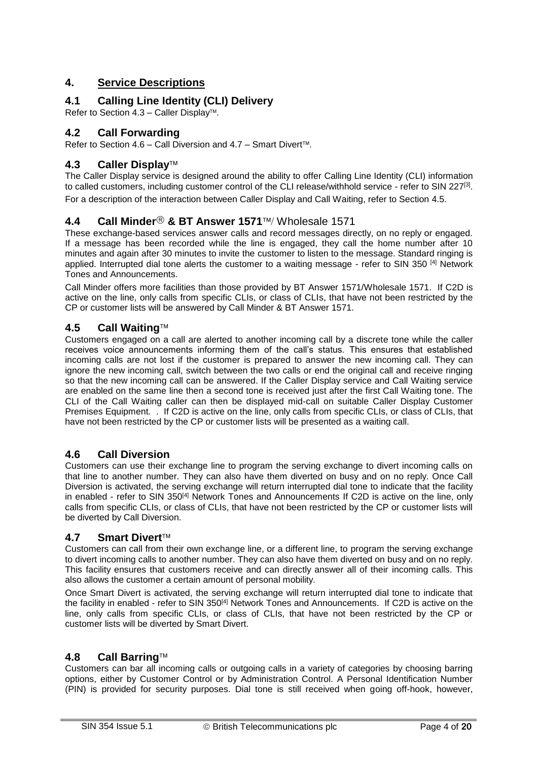# 4. Service Descriptions

## 4.1 Calling Line Identity (CLI) Delivery

Refer to Section 4.3 – Caller Display™.

## 4.2 Call Forwarding

Refer to Section 4.6 – Call Diversion and 4.7 – Smart Divert™.

## 4.3 Caller Display™

The Caller Display service is designed around the ability to offer Calling Line Identity (CLI) information to called customers, including customer control of the CLI release/withhold service - refer to SIN 227[3].

For a description of the interaction between Caller Display and Call Waiting, refer to Section 4.5.

## 4.4 Call Minder® & BT Answer 1571™/ Wholesale 1571

These exchange-based services answer calls and record messages directly, on no reply or engaged. If a message has been recorded while the line is engaged, they call the home number after 10 minutes and again after 30 minutes to invite the customer to listen to the message. Standard ringing is applied. Interrupted dial tone alerts the customer to a waiting message - refer to SIN 350 [4] Network Tones and Announcements.

Call Minder offers more facilities than those provided by BT Answer 1571/Wholesale 1571. If C2D is active on the line, only calls from specific CLIs, or class of CLIs, that have not been restricted by the CP or customer lists will be answered by Call Minder & BT Answer 1571.

## 4.5 Call Waiting™

Customers engaged on a call are alerted to another incoming call by a discrete tone while the caller receives voice announcements informing them of the call's status. This ensures that established incoming calls are not lost if the customer is prepared to answer the new incoming call. They can ignore the new incoming call, switch between the two calls or end the original call and receive ringing so that the new incoming call can be answered. If the Caller Display service and Call Waiting service are enabled on the same line then a second tone is received just after the first Call Waiting tone. The CLI of the Call Waiting caller can then be displayed mid-call on suitable Caller Display Customer Premises Equipment. . If C2D is active on the line, only calls from specific CLIs, or class of CLIs, that have not been restricted by the CP or customer lists will be presented as a waiting call.

## 4.6 Call Diversion

Customers can use their exchange line to program the serving exchange to divert incoming calls on that line to another number. They can also have them diverted on busy and on no reply. Once Call Diversion is activated, the serving exchange will return interrupted dial tone to indicate that the facility in enabled - refer to SIN 350[4] Network Tones and Announcements If C2D is active on the line, only calls from specific CLIs, or class of CLIs, that have not been restricted by the CP or customer lists will be diverted by Call Diversion.

## 4.7 Smart Divert™

Customers can call from their own exchange line, or a different line, to program the serving exchange to divert incoming calls to another number. They can also have them diverted on busy and on no reply. This facility ensures that customers receive and can directly answer all of their incoming calls. This also allows the customer a certain amount of personal mobility.

Once Smart Divert is activated, the serving exchange will return interrupted dial tone to indicate that the facility in enabled - refer to SIN 350[4] Network Tones and Announcements. If C2D is active on the line, only calls from specific CLIs, or class of CLIs, that have not been restricted by the CP or customer lists will be diverted by Smart Divert.

## 4.8 Call Barring™

Customers can bar all incoming calls or outgoing calls in a variety of categories by choosing barring options, either by Customer Control or by Administration Control. A Personal Identification Number (PIN) is provided for security purposes. Dial tone is still received when going off-hook, however,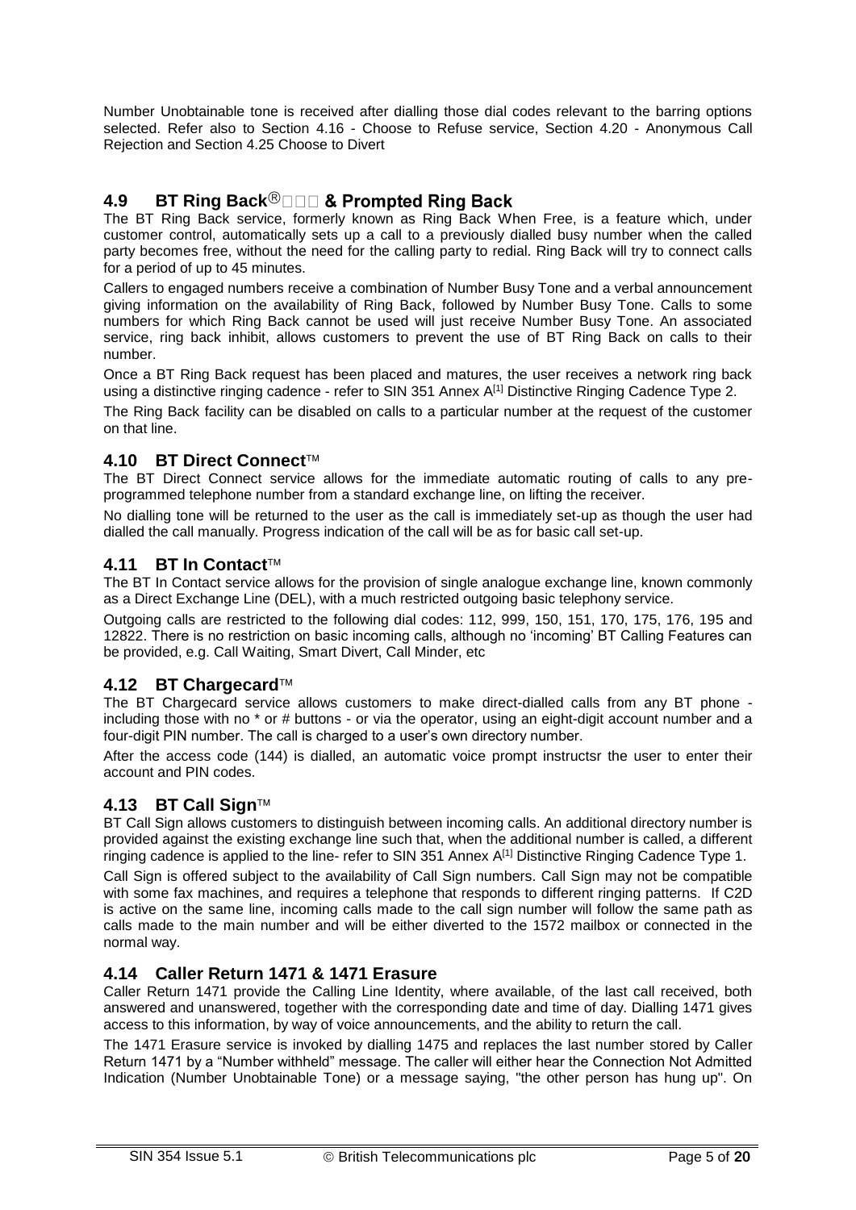Number Unobtainable tone is received after dialling those dial codes relevant to the barring options selected. Refer also to Section 4.16 - Choose to Refuse service, Section 4.20 - Anonymous Call Rejection and Section 4.25 Choose to Divert

## 4.9 BT Ring Back® & Prompted Ring Back

The BT Ring Back service, formerly known as Ring Back When Free, is a feature which, under customer control, automatically sets up a call to a previously dialled busy number when the called party becomes free, without the need for the calling party to redial. Ring Back will try to connect calls for a period of up to 45 minutes.

Callers to engaged numbers receive a combination of Number Busy Tone and a verbal announcement giving information on the availability of Ring Back, followed by Number Busy Tone. Calls to some numbers for which Ring Back cannot be used will just receive Number Busy Tone. An associated service, ring back inhibit, allows customers to prevent the use of BT Ring Back on calls to their number.

Once a BT Ring Back request has been placed and matures, the user receives a network ring back using a distinctive ringing cadence - refer to SIN 351 Annex A[1] Distinctive Ringing Cadence Type 2.

The Ring Back facility can be disabled on calls to a particular number at the request of the customer on that line.

## 4.10 BT Direct Connect™

The BT Direct Connect service allows for the immediate automatic routing of calls to any pre-programmed telephone number from a standard exchange line, on lifting the receiver.

No dialling tone will be returned to the user as the call is immediately set-up as though the user had dialled the call manually. Progress indication of the call will be as for basic call set-up.

## 4.11 BT In Contact™

The BT In Contact service allows for the provision of single analogue exchange line, known commonly as a Direct Exchange Line (DEL), with a much restricted outgoing basic telephony service.

Outgoing calls are restricted to the following dial codes: 112, 999, 150, 151, 170, 175, 176, 195 and 12822. There is no restriction on basic incoming calls, although no 'incoming' BT Calling Features can be provided, e.g. Call Waiting, Smart Divert, Call Minder, etc

## 4.12 BT Chargecard™

The BT Chargecard service allows customers to make direct-dialled calls from any BT phone - including those with no * or # buttons - or via the operator, using an eight-digit account number and a four-digit PIN number. The call is charged to a user's own directory number.

After the access code (144) is dialled, an automatic voice prompt instructsr the user to enter their account and PIN codes.

## 4.13 BT Call Sign™

BT Call Sign allows customers to distinguish between incoming calls. An additional directory number is provided against the existing exchange line such that, when the additional number is called, a different ringing cadence is applied to the line- refer to SIN 351 Annex A[1] Distinctive Ringing Cadence Type 1.

Call Sign is offered subject to the availability of Call Sign numbers. Call Sign may not be compatible with some fax machines, and requires a telephone that responds to different ringing patterns. If C2D is active on the same line, incoming calls made to the call sign number will follow the same path as calls made to the main number and will be either diverted to the 1572 mailbox or connected in the normal way.

## 4.14 Caller Return 1471 & 1471 Erasure

Caller Return 1471 provide the Calling Line Identity, where available, of the last call received, both answered and unanswered, together with the corresponding date and time of day. Dialling 1471 gives access to this information, by way of voice announcements, and the ability to return the call.

The 1471 Erasure service is invoked by dialling 1475 and replaces the last number stored by Caller Return 1471 by a "Number withheld" message. The caller will either hear the Connection Not Admitted Indication (Number Unobtainable Tone) or a message saying, "the other person has hung up". On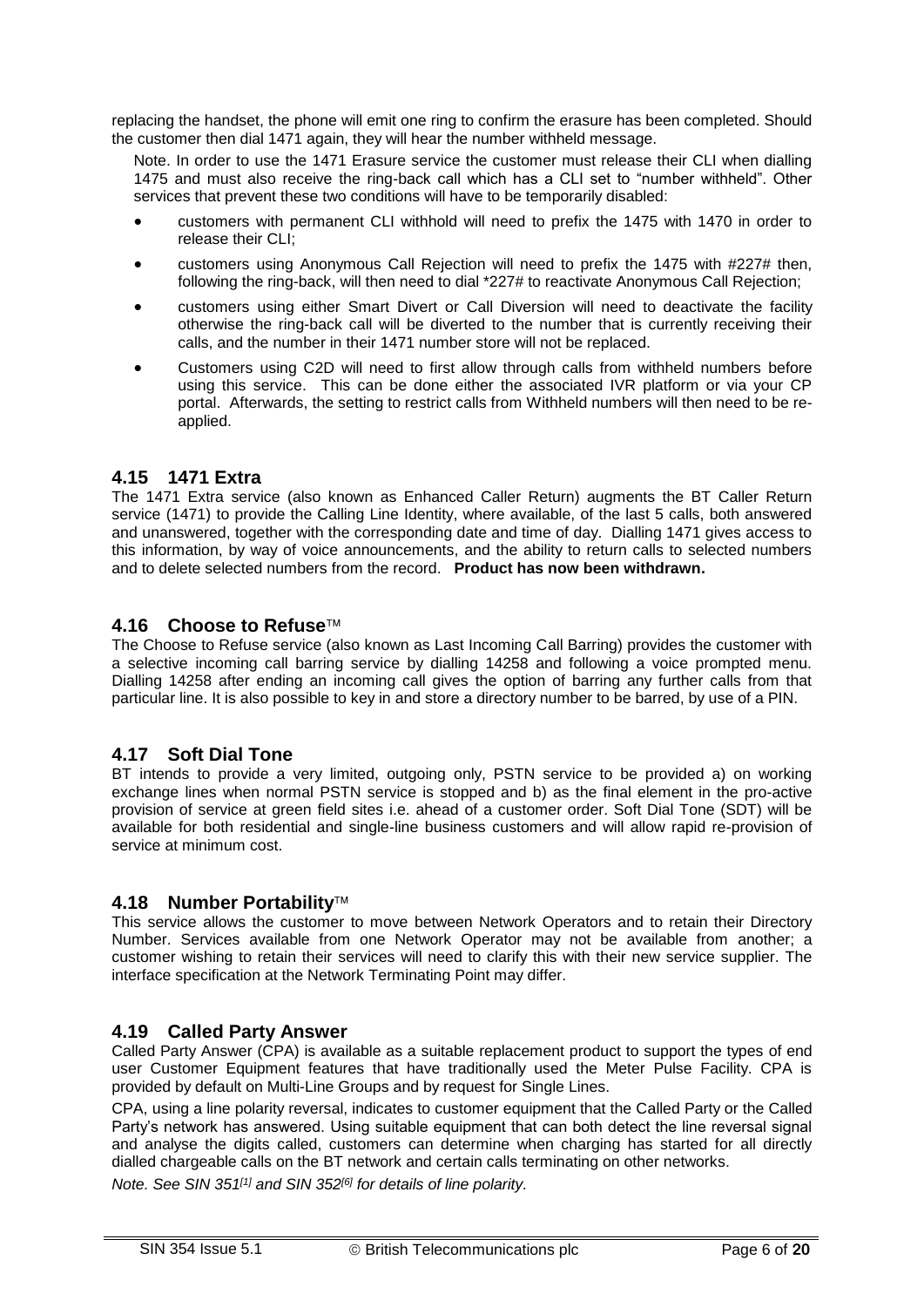replacing the handset, the phone will emit one ring to confirm the erasure has been completed. Should the customer then dial 1471 again, they will hear the number withheld message.

Note. In order to use the 1471 Erasure service the customer must release their CLI when dialling 1475 and must also receive the ring-back call which has a CLI set to "number withheld". Other services that prevent these two conditions will have to be temporarily disabled:

- customers with permanent CLI withhold will need to prefix the 1475 with 1470 in order to release their CLI;
- customers using Anonymous Call Rejection will need to prefix the 1475 with #227# then, following the ring-back, will then need to dial *227# to reactivate Anonymous Call Rejection;
- customers using either Smart Divert or Call Diversion will need to deactivate the facility otherwise the ring-back call will be diverted to the number that is currently receiving their calls, and the number in their 1471 number store will not be replaced.
- Customers using C2D will need to first allow through calls from withheld numbers before using this service. This can be done either the associated IVR platform or via your CP portal. Afterwards, the setting to restrict calls from Withheld numbers will then need to be re-applied.

## 4.15 1471 Extra

The 1471 Extra service (also known as Enhanced Caller Return) augments the BT Caller Return service (1471) to provide the Calling Line Identity, where available, of the last 5 calls, both answered and unanswered, together with the corresponding date and time of day. Dialling 1471 gives access to this information, by way of voice announcements, and the ability to return calls to selected numbers and to delete selected numbers from the record. **Product has now been withdrawn.**

## 4.16 Choose to Refuse™

The Choose to Refuse service (also known as Last Incoming Call Barring) provides the customer with a selective incoming call barring service by dialling 14258 and following a voice prompted menu. Dialling 14258 after ending an incoming call gives the option of barring any further calls from that particular line. It is also possible to key in and store a directory number to be barred, by use of a PIN.

## 4.17 Soft Dial Tone

BT intends to provide a very limited, outgoing only, PSTN service to be provided a) on working exchange lines when normal PSTN service is stopped and b) as the final element in the pro-active provision of service at green field sites i.e. ahead of a customer order. Soft Dial Tone (SDT) will be available for both residential and single-line business customers and will allow rapid re-provision of service at minimum cost.

## 4.18 Number Portability™

This service allows the customer to move between Network Operators and to retain their Directory Number. Services available from one Network Operator may not be available from another; a customer wishing to retain their services will need to clarify this with their new service supplier. The interface specification at the Network Terminating Point may differ.

## 4.19 Called Party Answer

Called Party Answer (CPA) is available as a suitable replacement product to support the types of end user Customer Equipment features that have traditionally used the Meter Pulse Facility. CPA is provided by default on Multi-Line Groups and by request for Single Lines.

CPA, using a line polarity reversal, indicates to customer equipment that the Called Party or the Called Party's network has answered. Using suitable equipment that can both detect the line reversal signal and analyse the digits called, customers can determine when charging has started for all directly dialled chargeable calls on the BT network and certain calls terminating on other networks.

*Note. See SIN 351[1] and SIN 352[6] for details of line polarity.*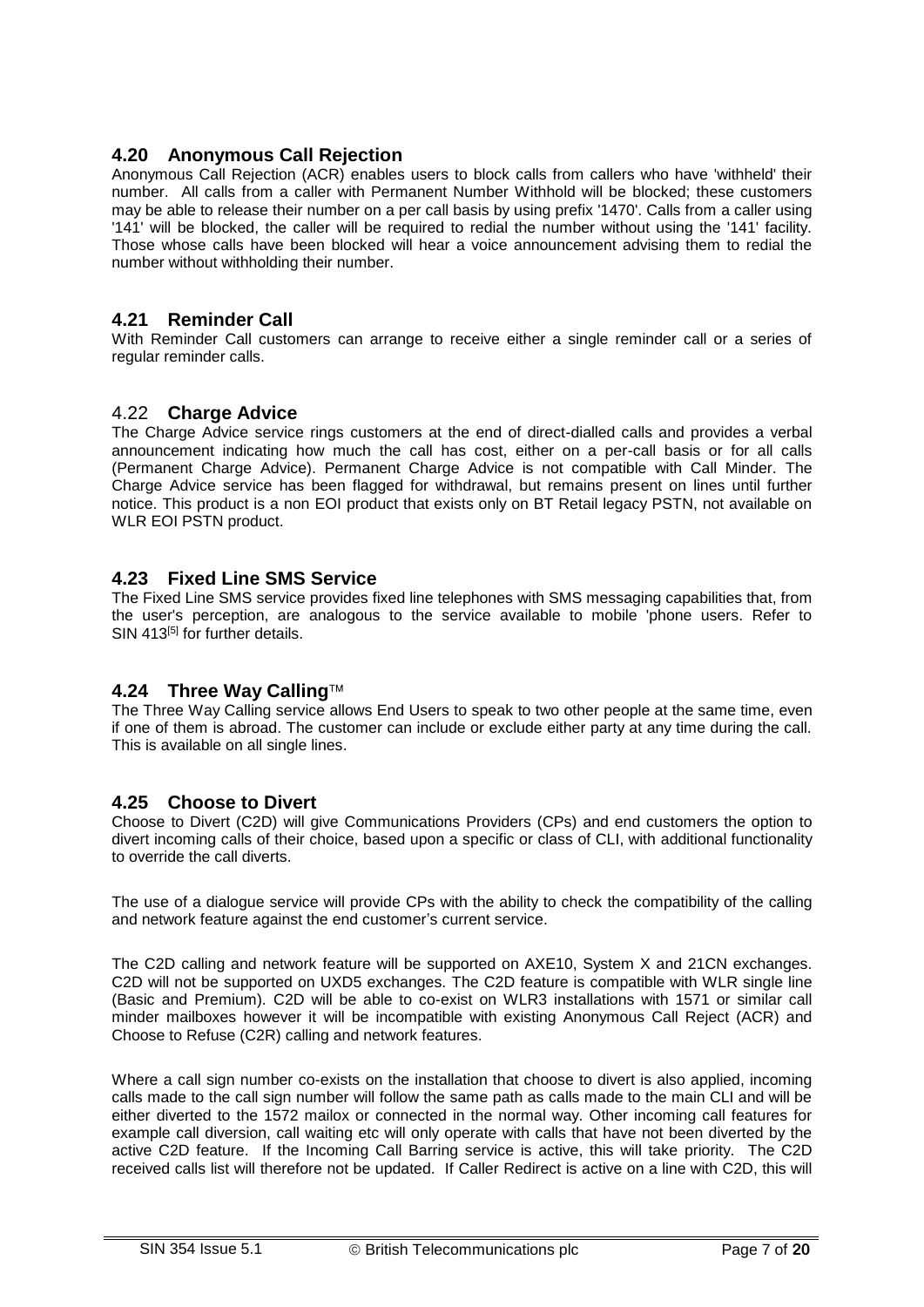## 4.20 Anonymous Call Rejection

Anonymous Call Rejection (ACR) enables users to block calls from callers who have 'withheld' their number. All calls from a caller with Permanent Number Withhold will be blocked; these customers may be able to release their number on a per call basis by using prefix '1470'. Calls from a caller using '141' will be blocked, the caller will be required to redial the number without using the '141' facility. Those whose calls have been blocked will hear a voice announcement advising them to redial the number without withholding their number.

## 4.21 Reminder Call

With Reminder Call customers can arrange to receive either a single reminder call or a series of regular reminder calls.

## 4.22 **Charge Advice**

The Charge Advice service rings customers at the end of direct-dialled calls and provides a verbal announcement indicating how much the call has cost, either on a per-call basis or for all calls (Permanent Charge Advice). Permanent Charge Advice is not compatible with Call Minder. The Charge Advice service has been flagged for withdrawal, but remains present on lines until further notice. This product is a non EOI product that exists only on BT Retail legacy PSTN, not available on WLR EOI PSTN product.

## 4.23 Fixed Line SMS Service

The Fixed Line SMS service provides fixed line telephones with SMS messaging capabilities that, from the user's perception, are analogous to the service available to mobile 'phone users. Refer to SIN 413[5] for further details.

## 4.24 Three Way Calling™

The Three Way Calling service allows End Users to speak to two other people at the same time, even if one of them is abroad. The customer can include or exclude either party at any time during the call. This is available on all single lines.

## 4.25 Choose to Divert

Choose to Divert (C2D) will give Communications Providers (CPs) and end customers the option to divert incoming calls of their choice, based upon a specific or class of CLI, with additional functionality to override the call diverts.

The use of a dialogue service will provide CPs with the ability to check the compatibility of the calling and network feature against the end customer's current service.

The C2D calling and network feature will be supported on AXE10, System X and 21CN exchanges. C2D will not be supported on UXD5 exchanges. The C2D feature is compatible with WLR single line (Basic and Premium). C2D will be able to co-exist on WLR3 installations with 1571 or similar call minder mailboxes however it will be incompatible with existing Anonymous Call Reject (ACR) and Choose to Refuse (C2R) calling and network features.

Where a call sign number co-exists on the installation that choose to divert is also applied, incoming calls made to the call sign number will follow the same path as calls made to the main CLI and will be either diverted to the 1572 mailox or connected in the normal way. Other incoming call features for example call diversion, call waiting etc will only operate with calls that have not been diverted by the active C2D feature. If the Incoming Call Barring service is active, this will take priority. The C2D received calls list will therefore not be updated. If Caller Redirect is active on a line with C2D, this will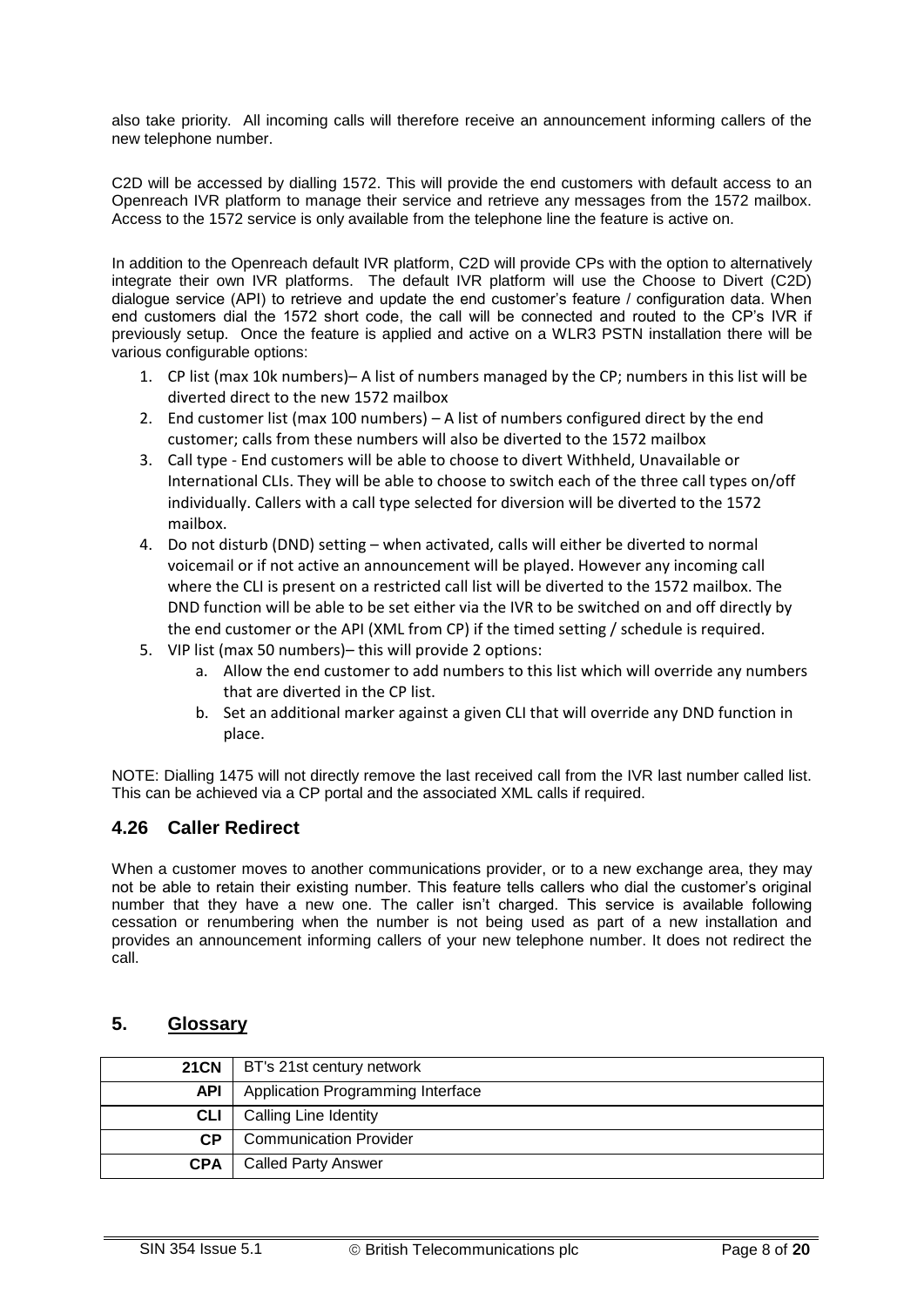also take priority. All incoming calls will therefore receive an announcement informing callers of the new telephone number.

C2D will be accessed by dialling 1572. This will provide the end customers with default access to an Openreach IVR platform to manage their service and retrieve any messages from the 1572 mailbox. Access to the 1572 service is only available from the telephone line the feature is active on.

In addition to the Openreach default IVR platform, C2D will provide CPs with the option to alternatively integrate their own IVR platforms. The default IVR platform will use the Choose to Divert (C2D) dialogue service (API) to retrieve and update the end customer's feature / configuration data. When end customers dial the 1572 short code, the call will be connected and routed to the CP's IVR if previously setup. Once the feature is applied and active on a WLR3 PSTN installation there will be various configurable options:

1. CP list (max 10k numbers)– A list of numbers managed by the CP; numbers in this list will be diverted direct to the new 1572 mailbox
2. End customer list (max 100 numbers) – A list of numbers configured direct by the end customer; calls from these numbers will also be diverted to the 1572 mailbox
3. Call type - End customers will be able to choose to divert Withheld, Unavailable or International CLIs. They will be able to choose to switch each of the three call types on/off individually. Callers with a call type selected for diversion will be diverted to the 1572 mailbox.
4. Do not disturb (DND) setting – when activated, calls will either be diverted to normal voicemail or if not active an announcement will be played. However any incoming call where the CLI is present on a restricted call list will be diverted to the 1572 mailbox. The DND function will be able to be set either via the IVR to be switched on and off directly by the end customer or the API (XML from CP) if the timed setting / schedule is required.
5. VIP list (max 50 numbers)– this will provide 2 options:
   a. Allow the end customer to add numbers to this list which will override any numbers that are diverted in the CP list.
   b. Set an additional marker against a given CLI that will override any DND function in place.

NOTE: Dialling 1475 will not directly remove the last received call from the IVR last number called list. This can be achieved via a CP portal and the associated XML calls if required.

### 4.26 Caller Redirect

When a customer moves to another communications provider, or to a new exchange area, they may not be able to retain their existing number. This feature tells callers who dial the customer's original number that they have a new one. The caller isn't charged. This service is available following cessation or renumbering when the number is not being used as part of a new installation and provides an announcement informing callers of your new telephone number. It does not redirect the call.

## 5. Glossary

| | |
|---|---|
| **21CN** | BT's 21st century network |
| **API** | Application Programming Interface |
| **CLI** | Calling Line Identity |
| **CP** | Communication Provider |
| **CPA** | Called Party Answer |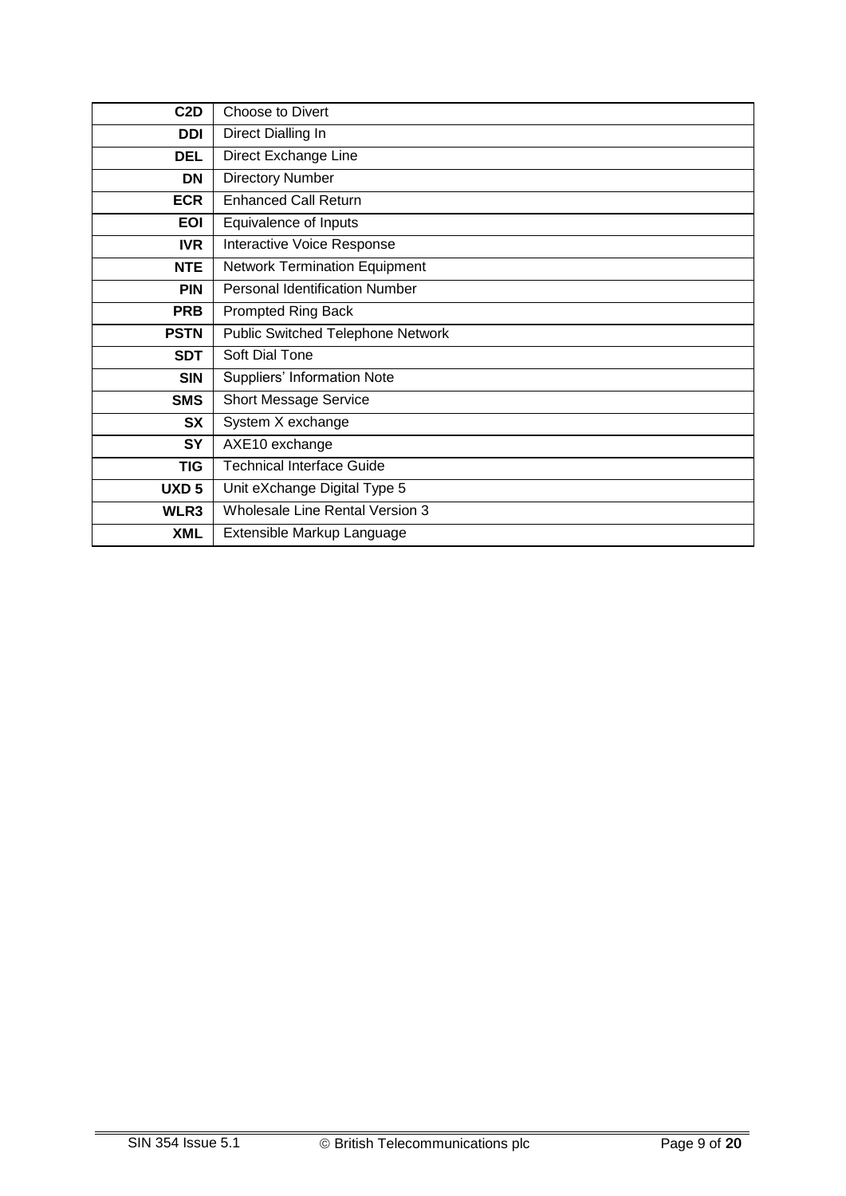| | |
|---|---|
| **C2D** | Choose to Divert |
| **DDI** | Direct Dialling In |
| **DEL** | Direct Exchange Line |
| **DN** | Directory Number |
| **ECR** | Enhanced Call Return |
| **EOI** | Equivalence of Inputs |
| **IVR** | Interactive Voice Response |
| **NTE** | Network Termination Equipment |
| **PIN** | Personal Identification Number |
| **PRB** | Prompted Ring Back |
| **PSTN** | Public Switched Telephone Network |
| **SDT** | Soft Dial Tone |
| **SIN** | Suppliers' Information Note |
| **SMS** | Short Message Service |
| **SX** | System X exchange |
| **SY** | AXE10 exchange |
| **TIG** | Technical Interface Guide |
| **UXD 5** | Unit eXchange Digital Type 5 |
| **WLR3** | Wholesale Line Rental Version 3 |
| **XML** | Extensible Markup Language |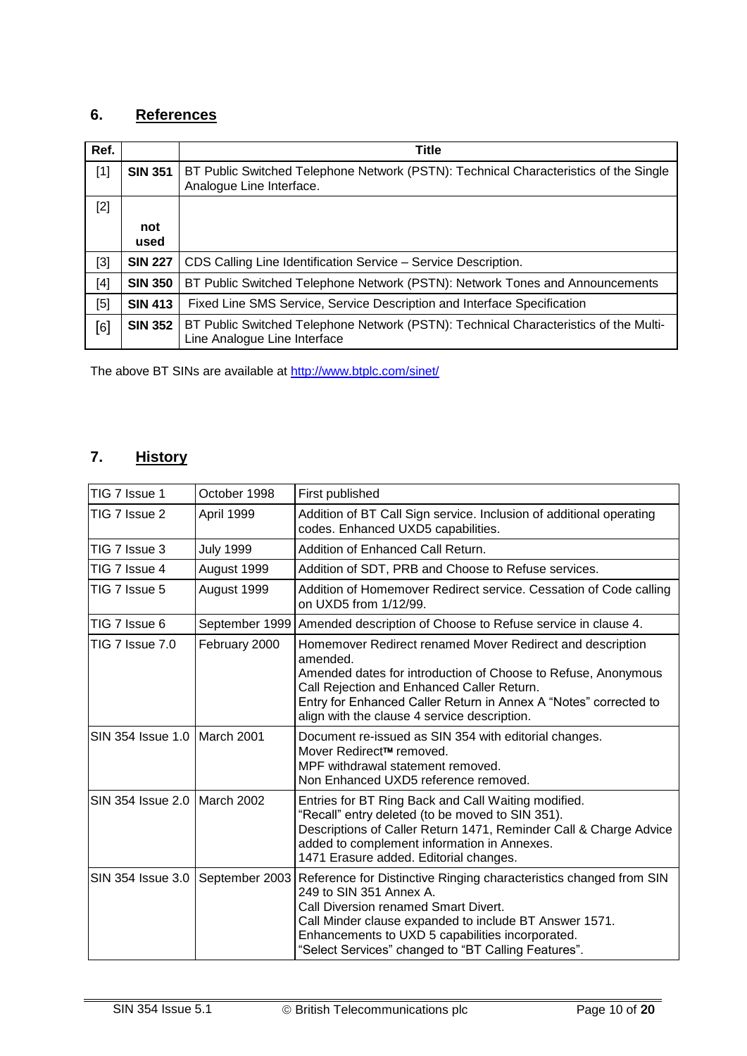## 6. References

| Ref. | | Title |
|---|---|---|
| [1] | **SIN 351** | BT Public Switched Telephone Network (PSTN): Technical Characteristics of the Single Analogue Line Interface. |
| [2] | **not used** | |
| [3] | **SIN 227** | CDS Calling Line Identification Service – Service Description. |
| [4] | **SIN 350** | BT Public Switched Telephone Network (PSTN): Network Tones and Announcements |
| [5] | **SIN 413** | Fixed Line SMS Service, Service Description and Interface Specification |
| [6] | **SIN 352** | BT Public Switched Telephone Network (PSTN): Technical Characteristics of the Multi-Line Analogue Line Interface |

The above BT SINs are available at http://www.btplc.com/sinet/

## 7. History

| | | |
|---|---|---|
| TIG 7 Issue 1 | October 1998 | First published |
| TIG 7 Issue 2 | April 1999 | Addition of BT Call Sign service. Inclusion of additional operating codes. Enhanced UXD5 capabilities. |
| TIG 7 Issue 3 | July 1999 | Addition of Enhanced Call Return. |
| TIG 7 Issue 4 | August 1999 | Addition of SDT, PRB and Choose to Refuse services. |
| TIG 7 Issue 5 | August 1999 | Addition of Homemover Redirect service. Cessation of Code calling on UXD5 from 1/12/99. |
| TIG 7 Issue 6 | September 1999 | Amended description of Choose to Refuse service in clause 4. |
| TIG 7 Issue 7.0 | February 2000 | Homemover Redirect renamed Mover Redirect and description amended.<br>Amended dates for introduction of Choose to Refuse, Anonymous Call Rejection and Enhanced Caller Return.<br>Entry for Enhanced Caller Return in Annex A "Notes" corrected to align with the clause 4 service description. |
| SIN 354 Issue 1.0 | March 2001 | Document re-issued as SIN 354 with editorial changes.<br>Mover Redirect™ removed.<br>MPF withdrawal statement removed.<br>Non Enhanced UXD5 reference removed. |
| SIN 354 Issue 2.0 | March 2002 | Entries for BT Ring Back and Call Waiting modified.<br>"Recall" entry deleted (to be moved to SIN 351).<br>Descriptions of Caller Return 1471, Reminder Call & Charge Advice added to complement information in Annexes.<br>1471 Erasure added. Editorial changes. |
| SIN 354 Issue 3.0 | September 2003 | Reference for Distinctive Ringing characteristics changed from SIN 249 to SIN 351 Annex A.<br>Call Diversion renamed Smart Divert.<br>Call Minder clause expanded to include BT Answer 1571.<br>Enhancements to UXD 5 capabilities incorporated.<br>"Select Services" changed to "BT Calling Features". |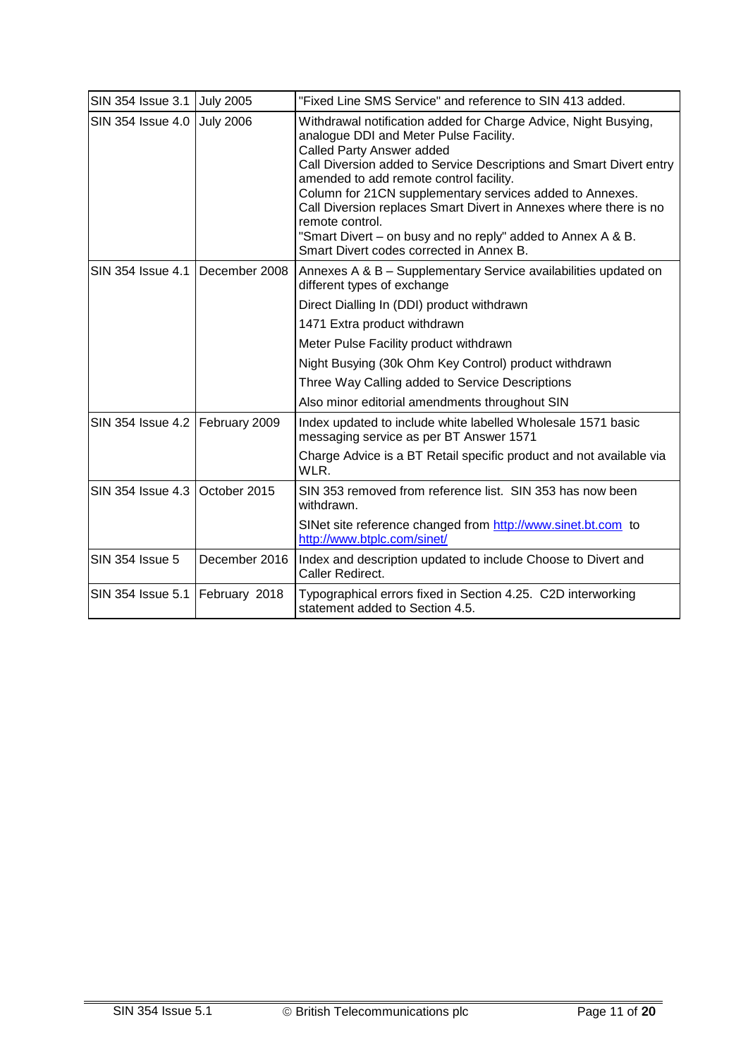| SIN 354 Issue 3.1 | July 2005 | "Fixed Line SMS Service" and reference to SIN 413 added. |
|---|---|---|
| SIN 354 Issue 4.0 | July 2006 | Withdrawal notification added for Charge Advice, Night Busying, analogue DDI and Meter Pulse Facility.<br>Called Party Answer added<br>Call Diversion added to Service Descriptions and Smart Divert entry amended to add remote control facility.<br>Column for 21CN supplementary services added to Annexes.<br>Call Diversion replaces Smart Divert in Annexes where there is no remote control.<br>"Smart Divert – on busy and no reply" added to Annex A & B.<br>Smart Divert codes corrected in Annex B. |
| SIN 354 Issue 4.1 | December 2008 | Annexes A & B – Supplementary Service availabilities updated on different types of exchange<br>Direct Dialling In (DDI) product withdrawn<br>1471 Extra product withdrawn<br>Meter Pulse Facility product withdrawn<br>Night Busying (30k Ohm Key Control) product withdrawn<br>Three Way Calling added to Service Descriptions<br>Also minor editorial amendments throughout SIN |
| SIN 354 Issue 4.2 | February 2009 | Index updated to include white labelled Wholesale 1571 basic messaging service as per BT Answer 1571<br>Charge Advice is a BT Retail specific product and not available via WLR. |
| SIN 354 Issue 4.3 | October 2015 | SIN 353 removed from reference list. SIN 353 has now been withdrawn.<br>SINet site reference changed from http://www.sinet.bt.com to http://www.btplc.com/sinet/ |
| SIN 354 Issue 5 | December 2016 | Index and description updated to include Choose to Divert and Caller Redirect. |
| SIN 354 Issue 5.1 | February 2018 | Typographical errors fixed in Section 4.25. C2D interworking statement added to Section 4.5. |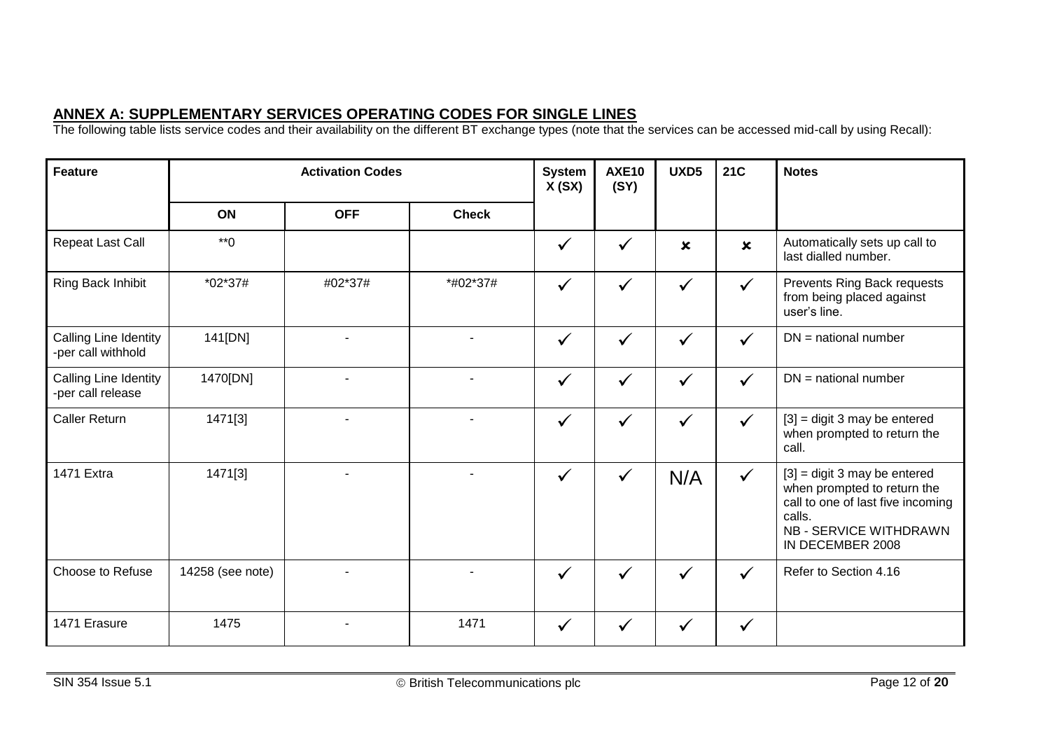## ANNEX A: SUPPLEMENTARY SERVICES OPERATING CODES FOR SINGLE LINES

The following table lists service codes and their availability on the different BT exchange types (note that the services can be accessed mid-call by using Recall):

| Feature | Activation Codes | | | System X (SX) | AXE10 (SY) | UXD5 | 21C | Notes |
|---|---|---|---|---|---|---|---|---|
| | ON | OFF | Check | | | | | |
| Repeat Last Call | **0 | | | ✓ | ✓ | ✗ | ✗ | Automatically sets up call to last dialled number. |
| Ring Back Inhibit | *02*37# | #02*37# | *#02*37# | ✓ | ✓ | ✓ | ✓ | Prevents Ring Back requests from being placed against user's line. |
| Calling Line Identity -per call withhold | 141[DN] | - | - | ✓ | ✓ | ✓ | ✓ | DN = national number |
| Calling Line Identity -per call release | 1470[DN] | - | - | ✓ | ✓ | ✓ | ✓ | DN = national number |
| Caller Return | 1471[3] | - | - | ✓ | ✓ | ✓ | ✓ | [3] = digit 3 may be entered when prompted to return the call. |
| 1471 Extra | 1471[3] | - | - | ✓ | ✓ | N/A | ✓ | [3] = digit 3 may be entered when prompted to return the call to one of last five incoming calls. NB - SERVICE WITHDRAWN IN DECEMBER 2008 |
| Choose to Refuse | 14258 (see note) | - | - | ✓ | ✓ | ✓ | ✓ | Refer to Section 4.16 |
| 1471 Erasure | 1475 | - | 1471 | ✓ | ✓ | ✓ | ✓ | |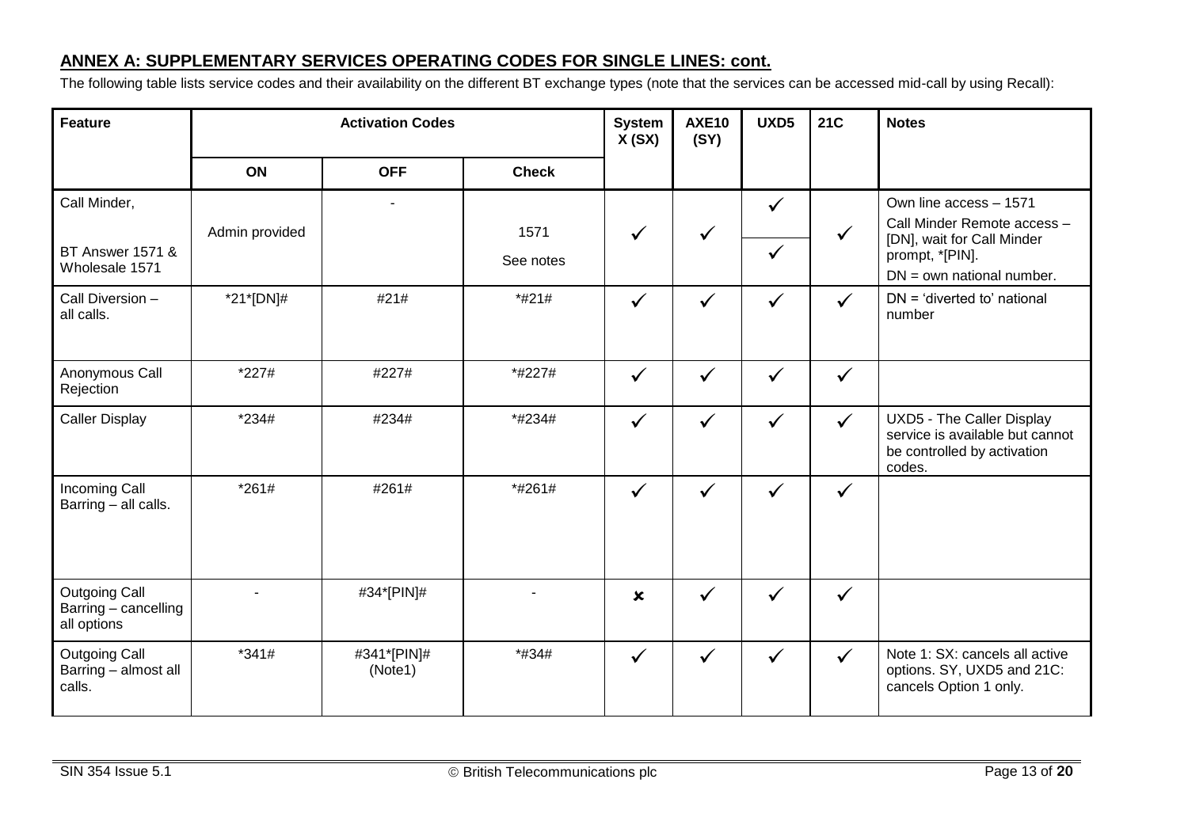## ANNEX A: SUPPLEMENTARY SERVICES OPERATING CODES FOR SINGLE LINES: cont.

The following table lists service codes and their availability on the different BT exchange types (note that the services can be accessed mid-call by using Recall):

| Feature | Activation Codes | | | System X (SX) | AXE10 (SY) | UXD5 | 21C | Notes |
|---|---|---|---|---|---|---|---|---|
| | ON | OFF | Check | | | | | |
| Call Minder,<br><br>BT Answer 1571 & Wholesale 1571 | Admin provided | - | 1571<br>See notes | ✓ | ✓ | ✓<br>✓ | ✓ | Own line access – 1571<br>Call Minder Remote access – [DN], wait for Call Minder prompt, *[PIN].<br>DN = own national number. |
| Call Diversion – all calls. | *21*[DN]# | #21# | *#21# | ✓ | ✓ | ✓ | ✓ | DN = 'diverted to' national number |
| Anonymous Call Rejection | *227# | #227# | *#227# | ✓ | ✓ | ✓ | ✓ | |
| Caller Display | *234# | #234# | *#234# | ✓ | ✓ | ✓ | ✓ | UXD5 - The Caller Display service is available but cannot be controlled by activation codes. |
| Incoming Call Barring – all calls. | *261# | #261# | *#261# | ✓ | ✓ | ✓ | ✓ | |
| Outgoing Call Barring – cancelling all options | - | #34*[PIN]# | - | ✗ | ✓ | ✓ | ✓ | |
| Outgoing Call Barring – almost all calls. | *341# | #341*[PIN]# (Note1) | *#34# | ✓ | ✓ | ✓ | ✓ | Note 1: SX: cancels all active options. SY, UXD5 and 21C: cancels Option 1 only. |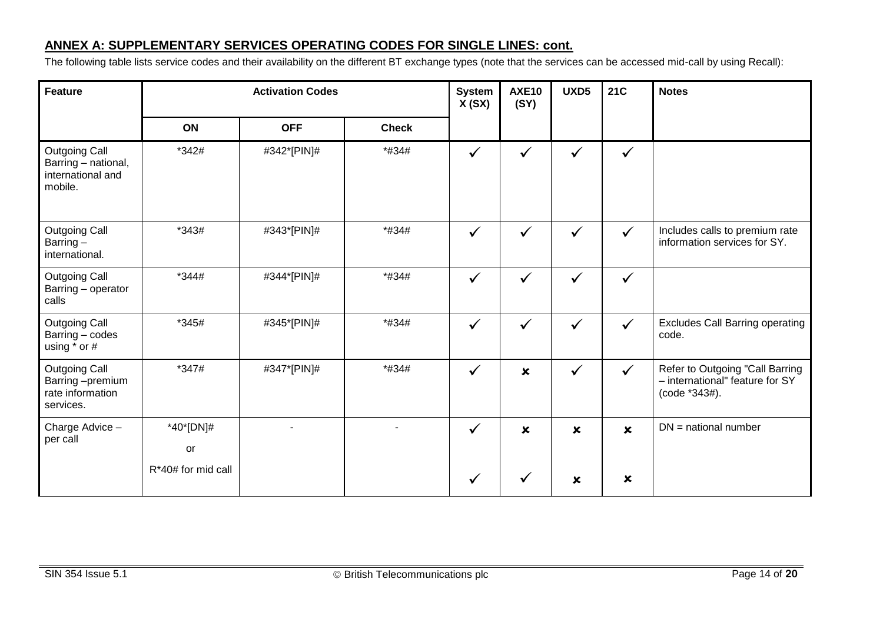## ANNEX A: SUPPLEMENTARY SERVICES OPERATING CODES FOR SINGLE LINES: cont.

The following table lists service codes and their availability on the different BT exchange types (note that the services can be accessed mid-call by using Recall):

| Feature | Activation Codes | | | System X (SX) | AXE10 (SY) | UXD5 | 21C | Notes |
|---|---|---|---|---|---|---|---|---|
| | ON | OFF | Check | | | | | |
| Outgoing Call Barring – national, international and mobile. | *342# | #342*[PIN]# | *#34# | ✓ | ✓ | ✓ | ✓ | |
| Outgoing Call Barring – international. | *343# | #343*[PIN]# | *#34# | ✓ | ✓ | ✓ | ✓ | Includes calls to premium rate information services for SY. |
| Outgoing Call Barring – operator calls | *344# | #344*[PIN]# | *#34# | ✓ | ✓ | ✓ | ✓ | |
| Outgoing Call Barring – codes using * or # | *345# | #345*[PIN]# | *#34# | ✓ | ✓ | ✓ | ✓ | Excludes Call Barring operating code. |
| Outgoing Call Barring –premium rate information services. | *347# | #347*[PIN]# | *#34# | ✓ | ✗ | ✓ | ✓ | Refer to Outgoing "Call Barring – international" feature for SY (code *343#). |
| Charge Advice – per call | *40*[DN]# | - | - | ✓ | ✗ | ✗ | ✗ | DN = national number |
| | or | | | | | | | |
| | R*40# for mid call | | | ✓ | ✓ | ✗ | ✗ | |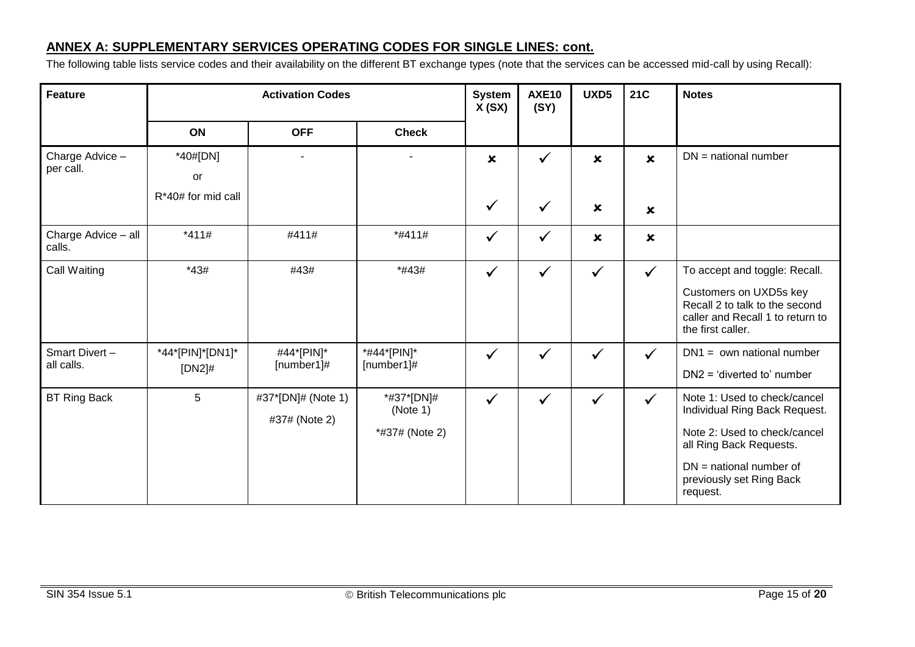## ANNEX A: SUPPLEMENTARY SERVICES OPERATING CODES FOR SINGLE LINES: cont.

The following table lists service codes and their availability on the different BT exchange types (note that the services can be accessed mid-call by using Recall):

| Feature | Activation Codes | | | System X (SX) | AXE10 (SY) | UXD5 | 21C | Notes |
|---|---|---|---|---|---|---|---|---|
| | ON | OFF | Check | | | | | |
| Charge Advice – per call. | *40#[DN] or | - | - | ✗ | ✓ | ✗ | ✗ | DN = national number |
| | R*40# for mid call | | | ✓ | ✓ | ✗ | ✗ | |
| Charge Advice – all calls. | *411# | #411# | *#411# | ✓ | ✓ | ✗ | ✗ | |
| Call Waiting | *43# | #43# | *#43# | ✓ | ✓ | ✓ | ✓ | To accept and toggle: Recall.<br>Customers on UXD5s key Recall 2 to talk to the second caller and Recall 1 to return to the first caller. |
| Smart Divert – all calls. | *44*[PIN]*[DN1]*[DN2]# | #44*[PIN]*[number1]# | *#44*[PIN]*[number1]# | ✓ | ✓ | ✓ | ✓ | DN1 = own national number<br>DN2 = 'diverted to' number |
| BT Ring Back | 5 | #37*[DN]# (Note 1)<br>#37# (Note 2) | *#37*[DN]# (Note 1)<br>*#37# (Note 2) | ✓ | ✓ | ✓ | ✓ | Note 1: Used to check/cancel Individual Ring Back Request.<br>Note 2: Used to check/cancel all Ring Back Requests.<br>DN = national number of previously set Ring Back request. |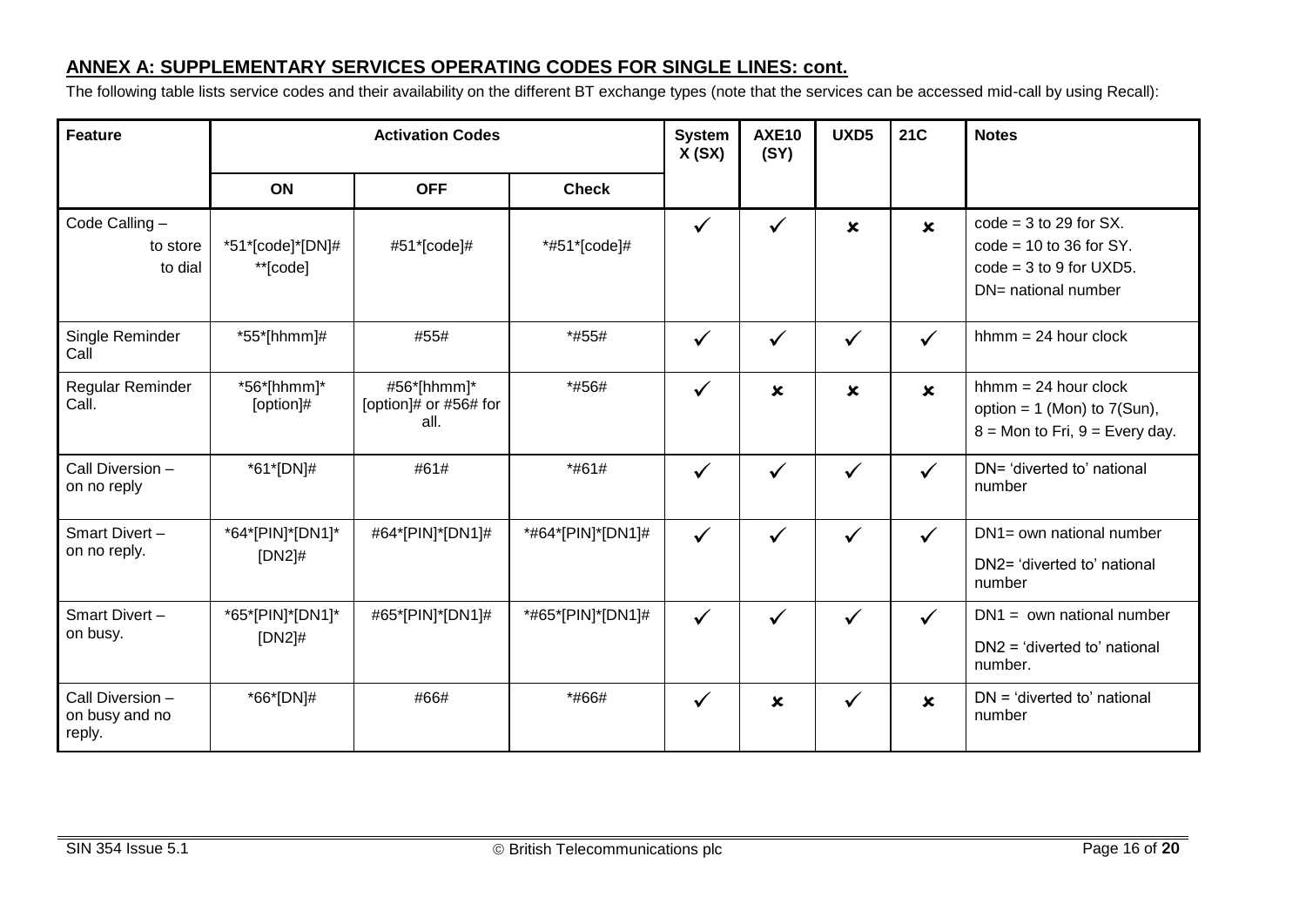## ANNEX A: SUPPLEMENTARY SERVICES OPERATING CODES FOR SINGLE LINES: cont.

The following table lists service codes and their availability on the different BT exchange types (note that the services can be accessed mid-call by using Recall):

| Feature | Activation Codes | | | System X (SX) | AXE10 (SY) | UXD5 | 21C | Notes |
|---|---|---|---|---|---|---|---|---|
| | ON | OFF | Check | | | | | |
| Code Calling – to store / to dial | *51*[code]*[DN]# / **[code] | #51*[code]# | *#51*[code]# | ✓ | ✓ | ✗ | ✗ | code = 3 to 29 for SX. code = 10 to 36 for SY. code = 3 to 9 for UXD5. DN= national number |
| Single Reminder Call | *55*[hhmm]# | #55# | *#55# | ✓ | ✓ | ✓ | ✓ | hhmm = 24 hour clock |
| Regular Reminder Call. | *56*[hhmm]*[option]# | #56*[hhmm]*[option]# or #56# for all. | *#56# | ✓ | ✗ | ✗ | ✗ | hhmm = 24 hour clock option = 1 (Mon) to 7(Sun), 8 = Mon to Fri, 9 = Every day. |
| Call Diversion – on no reply | *61*[DN]# | #61# | *#61# | ✓ | ✓ | ✓ | ✓ | DN= 'diverted to' national number |
| Smart Divert – on no reply. | *64*[PIN]*[DN1]*[DN2]# | #64*[PIN]*[DN1]# | *#64*[PIN]*[DN1]# | ✓ | ✓ | ✓ | ✓ | DN1= own national number DN2= 'diverted to' national number |
| Smart Divert – on busy. | *65*[PIN]*[DN1]*[DN2]# | #65*[PIN]*[DN1]# | *#65*[PIN]*[DN1]# | ✓ | ✓ | ✓ | ✓ | DN1 = own national number DN2 = 'diverted to' national number. |
| Call Diversion – on busy and no reply. | *66*[DN]# | #66# | *#66# | ✓ | ✗ | ✓ | ✗ | DN = 'diverted to' national number |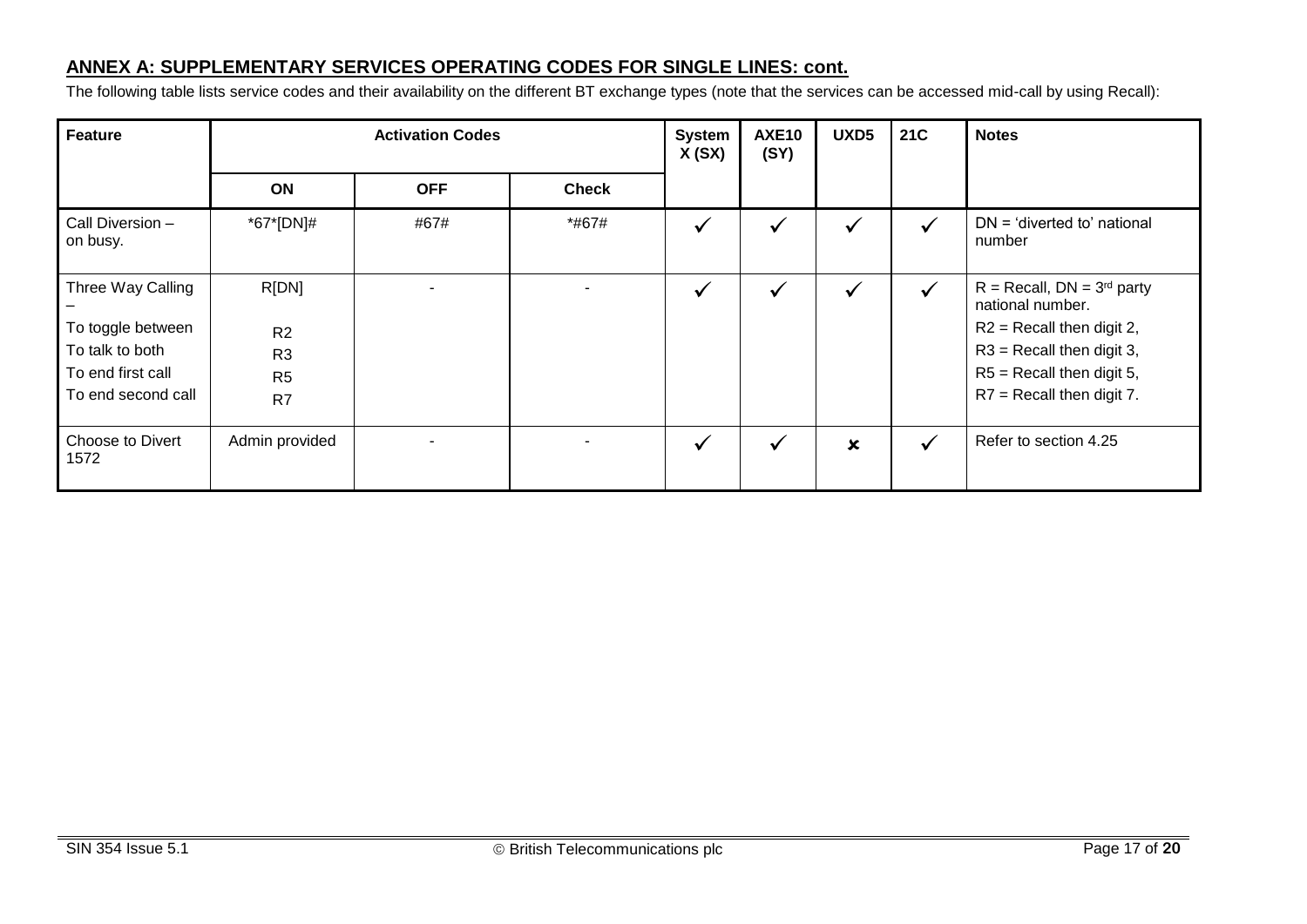## ANNEX A: SUPPLEMENTARY SERVICES OPERATING CODES FOR SINGLE LINES: cont.

The following table lists service codes and their availability on the different BT exchange types (note that the services can be accessed mid-call by using Recall):

| Feature | Activation Codes | | | System X (SX) | AXE10 (SY) | UXD5 | 21C | Notes |
|---|---|---|---|---|---|---|---|---|
| | ON | OFF | Check | | | | | |
| Call Diversion – on busy. | *67*[DN]# | #67# | *#67# | ✓ | ✓ | ✓ | ✓ | DN = 'diverted to' national number |
| Three Way Calling –<br>To toggle between<br>To talk to both<br>To end first call<br>To end second call | R[DN]<br><br>R2<br>R3<br>R5<br>R7 | - | - | ✓ | ✓ | ✓ | ✓ | R = Recall, DN = 3rd party national number.<br>R2 = Recall then digit 2,<br>R3 = Recall then digit 3,<br>R5 = Recall then digit 5,<br>R7 = Recall then digit 7. |
| Choose to Divert 1572 | Admin provided | - | - | ✓ | ✓ | ✗ | ✓ | Refer to section 4.25 |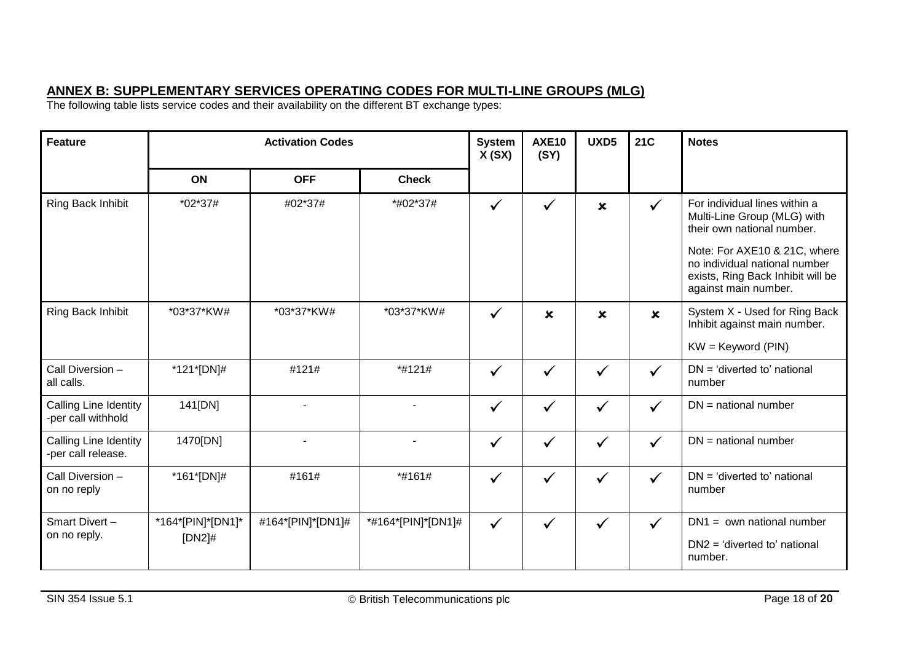## ANNEX B: SUPPLEMENTARY SERVICES OPERATING CODES FOR MULTI-LINE GROUPS (MLG)

The following table lists service codes and their availability on the different BT exchange types:

| Feature | Activation Codes | | | System X (SX) | AXE10 (SY) | UXD5 | 21C | Notes |
|---|---|---|---|---|---|---|---|---|
| | ON | OFF | Check | | | | | |
| Ring Back Inhibit | *02*37# | #02*37# | *#02*37# | ✓ | ✓ | ✗ | ✓ | For individual lines within a Multi-Line Group (MLG) with their own national number.<br><br>Note: For AXE10 & 21C, where no individual national number exists, Ring Back Inhibit will be against main number. |
| Ring Back Inhibit | *03*37*KW# | *03*37*KW# | *03*37*KW# | ✓ | ✗ | ✗ | ✗ | System X - Used for Ring Back Inhibit against main number.<br><br>KW = Keyword (PIN) |
| Call Diversion – all calls. | *121*[DN]# | #121# | *#121# | ✓ | ✓ | ✓ | ✓ | DN = 'diverted to' national number |
| Calling Line Identity -per call withhold | 141[DN] | - | - | ✓ | ✓ | ✓ | ✓ | DN = national number |
| Calling Line Identity -per call release. | 1470[DN] | - | - | ✓ | ✓ | ✓ | ✓ | DN = national number |
| Call Diversion – on no reply | *161*[DN]# | #161# | *#161# | ✓ | ✓ | ✓ | ✓ | DN = 'diverted to' national number |
| Smart Divert – on no reply. | *164*[PIN]*[DN1]*[DN2]# | #164*[PIN]*[DN1]# | *#164*[PIN]*[DN1]# | ✓ | ✓ | ✓ | ✓ | DN1 = own national number<br><br>DN2 = 'diverted to' national number. |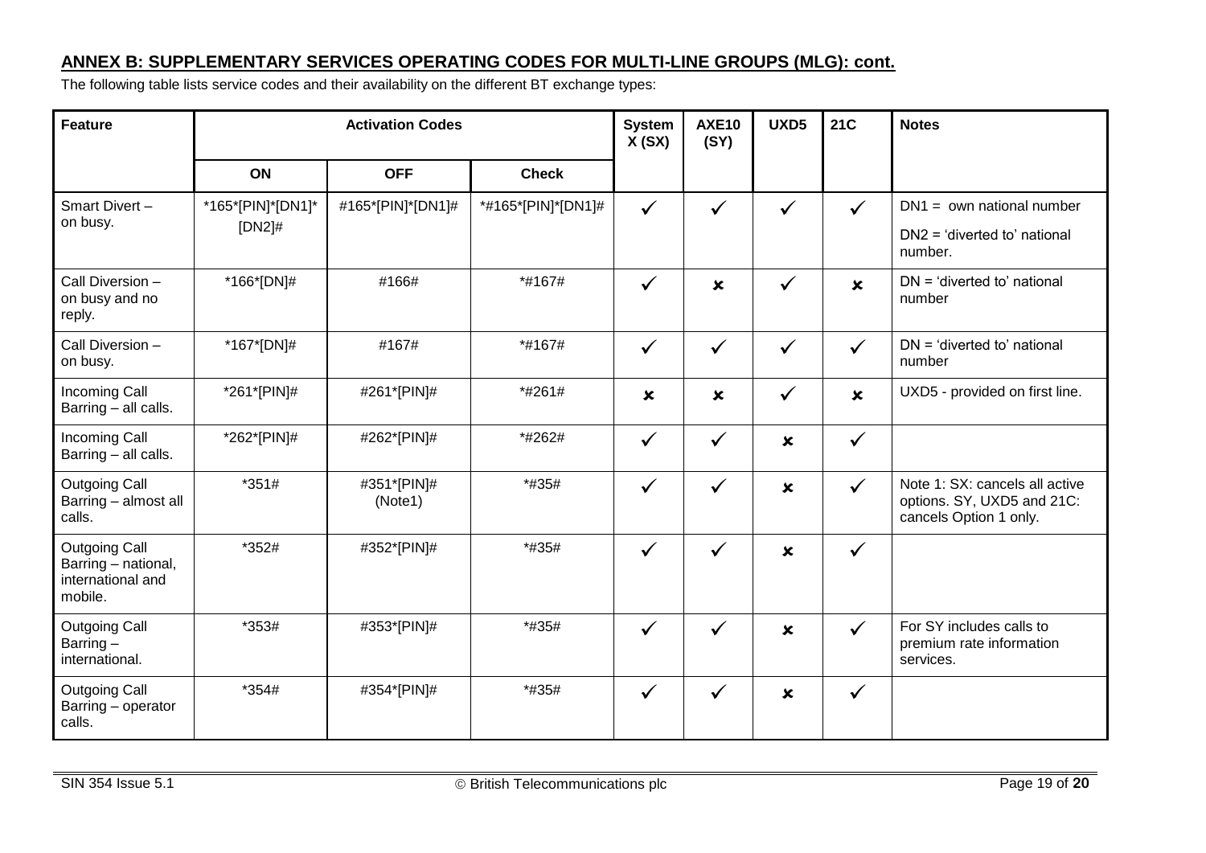## ANNEX B: SUPPLEMENTARY SERVICES OPERATING CODES FOR MULTI-LINE GROUPS (MLG): cont.

The following table lists service codes and their availability on the different BT exchange types:

| Feature | Activation Codes | | | System X (SX) | AXE10 (SY) | UXD5 | 21C | Notes |
|---|---|---|---|---|---|---|---|---|
| | ON | OFF | Check | | | | | |
| Smart Divert – on busy. | *165*[PIN]*[DN1]*[DN2]# | #165*[PIN]*[DN1]# | *#165*[PIN]*[DN1]# | ✓ | ✓ | ✓ | ✓ | DN1 = own national number<br>DN2 = 'diverted to' national number. |
| Call Diversion – on busy and no reply. | *166*[DN]# | #166# | *#167# | ✓ | ✗ | ✓ | ✗ | DN = 'diverted to' national number |
| Call Diversion – on busy. | *167*[DN]# | #167# | *#167# | ✓ | ✓ | ✓ | ✓ | DN = 'diverted to' national number |
| Incoming Call Barring – all calls. | *261*[PIN]# | #261*[PIN]# | *#261# | ✗ | ✗ | ✓ | ✗ | UXD5 - provided on first line. |
| Incoming Call Barring – all calls. | *262*[PIN]# | #262*[PIN]# | *#262# | ✓ | ✓ | ✗ | ✓ | |
| Outgoing Call Barring – almost all calls. | *351# | #351*[PIN]# (Note1) | *#35# | ✓ | ✓ | ✗ | ✓ | Note 1: SX: cancels all active options. SY, UXD5 and 21C: cancels Option 1 only. |
| Outgoing Call Barring – national, international and mobile. | *352# | #352*[PIN]# | *#35# | ✓ | ✓ | ✗ | ✓ | |
| Outgoing Call Barring – international. | *353# | #353*[PIN]# | *#35# | ✓ | ✓ | ✗ | ✓ | For SY includes calls to premium rate information services. |
| Outgoing Call Barring – operator calls. | *354# | #354*[PIN]# | *#35# | ✓ | ✓ | ✗ | ✓ | |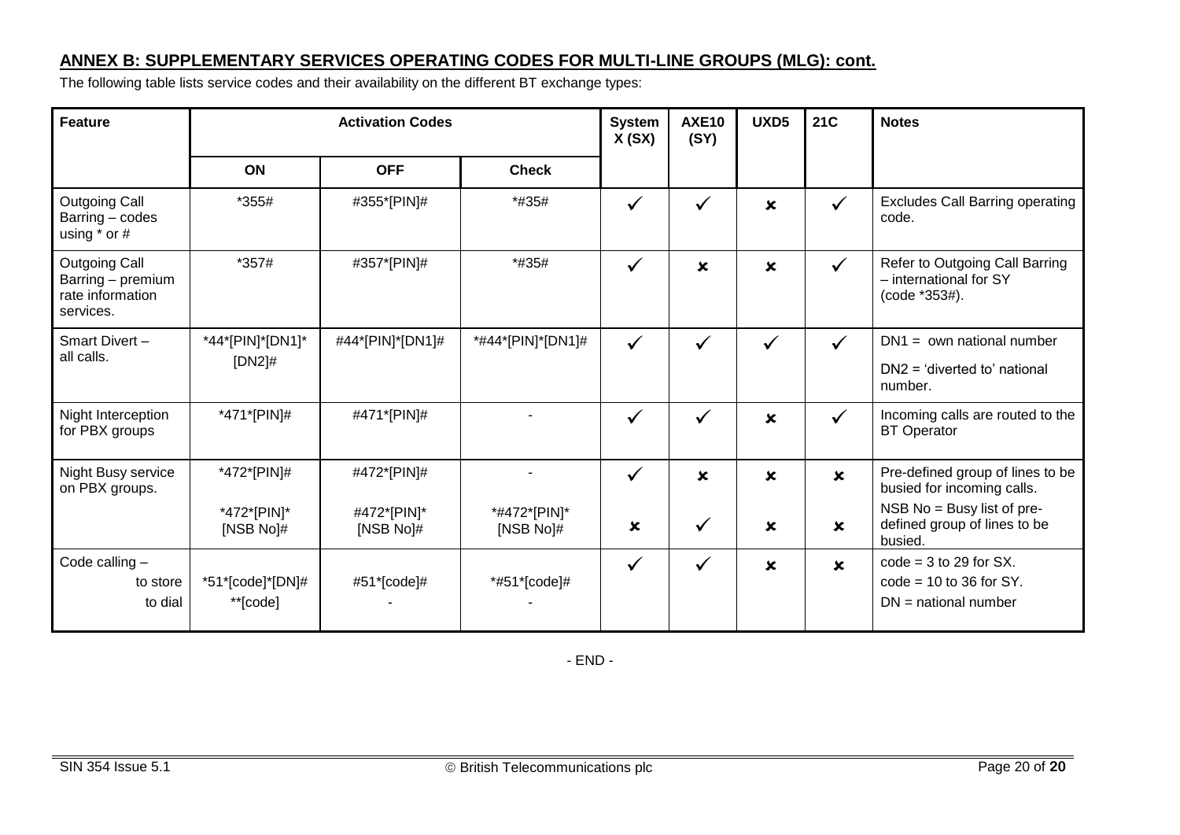## ANNEX B: SUPPLEMENTARY SERVICES OPERATING CODES FOR MULTI-LINE GROUPS (MLG): cont.

The following table lists service codes and their availability on the different BT exchange types:

| Feature | Activation Codes | | | System X (SX) | AXE10 (SY) | UXD5 | 21C | Notes |
|---|---|---|---|---|---|---|---|---|
| | ON | OFF | Check | | | | | |
| Outgoing Call Barring – codes using * or # | *355# | #355*[PIN]# | *#35# | ✓ | ✓ | ✗ | ✓ | Excludes Call Barring operating code. |
| Outgoing Call Barring – premium rate information services. | *357# | #357*[PIN]# | *#35# | ✓ | ✗ | ✗ | ✓ | Refer to Outgoing Call Barring – international for SY (code *353#). |
| Smart Divert – all calls. | *44*[PIN]*[DN1]*[DN2]# | #44*[PIN]*[DN1]# | *#44*[PIN]*[DN1]# | ✓ | ✓ | ✓ | ✓ | DN1 = own national number<br>DN2 = 'diverted to' national number. |
| Night Interception for PBX groups | *471*[PIN]# | #471*[PIN]# | - | ✓ | ✓ | ✗ | ✓ | Incoming calls are routed to the BT Operator |
| Night Busy service on PBX groups. | *472*[PIN]# | #472*[PIN]# | - | ✓ | ✗ | ✗ | ✗ | Pre-defined group of lines to be busied for incoming calls. |
| | *472*[PIN]*[NSB No]# | #472*[PIN]*[NSB No]# | *#472*[PIN]*[NSB No]# | ✗ | ✓ | ✗ | ✗ | NSB No = Busy list of pre-defined group of lines to be busied. |
| Code calling – | | | | ✓ | ✓ | ✗ | ✗ | code = 3 to 29 for SX. |
| to store | *51*[code]*[DN]# | #51*[code]# | *#51*[code]# | | | | | code = 10 to 36 for SY. |
| to dial | **[code] | - | - | | | | | DN = national number |

- END -